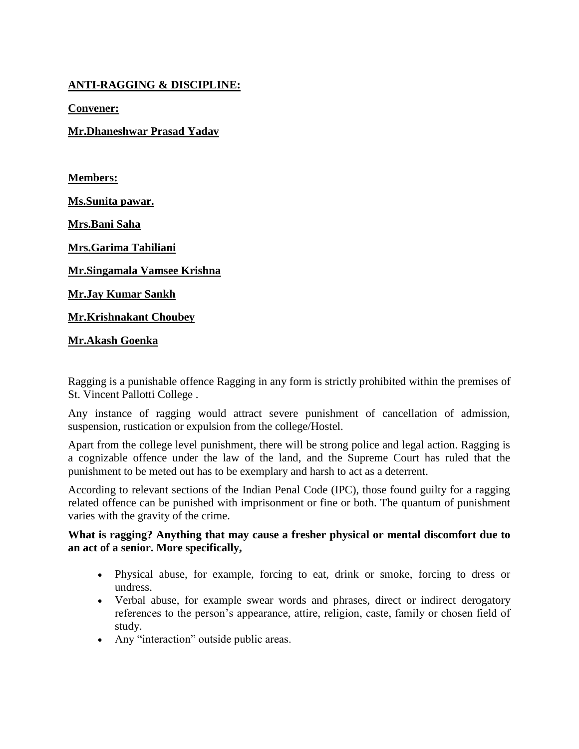## ANTI-RAGGING & DISCIPLINE:

**Convener:**

**Mr.Dhaneshwar Prasad Yadav**

**Members:**

**Ms.Sunita pawar.**

**Mrs.Bani Saha**

**Mrs.Garima Tahiliani**

**Mr.Singamala Vamsee Krishna**

**Mr.Jay Kumar Sankh**

**Mr.Krishnakant Choubey**

**Mr.Akash Goenka**

Ragging is a punishable offence Ragging in any form is strictly prohibited within the premises of St. Vincent Pallotti College .

Any instance of ragging would attract severe punishment of cancellation of admission, suspension, rustication or expulsion from the college/Hostel.

Apart from the college level punishment, there will be strong police and legal action. Ragging is a cognizable offence under the law of the land, and the Supreme Court has ruled that the punishment to be meted out has to be exemplary and harsh to act as a deterrent.

According to relevant sections of the Indian Penal Code (IPC), those found guilty for a ragging related offence can be punished with imprisonment or fine or both. The quantum of punishment varies with the gravity of the crime.

**What is ragging? Anything that may cause a fresher physical or mental discomfort due to an act of a senior. More specifically,**

- Physical abuse, for example, forcing to eat, drink or smoke, forcing to dress or undress.
- Verbal abuse, for example swear words and phrases, direct or indirect derogatory references to the person's appearance, attire, religion, caste, family or chosen field of study.
- Any "interaction" outside public areas.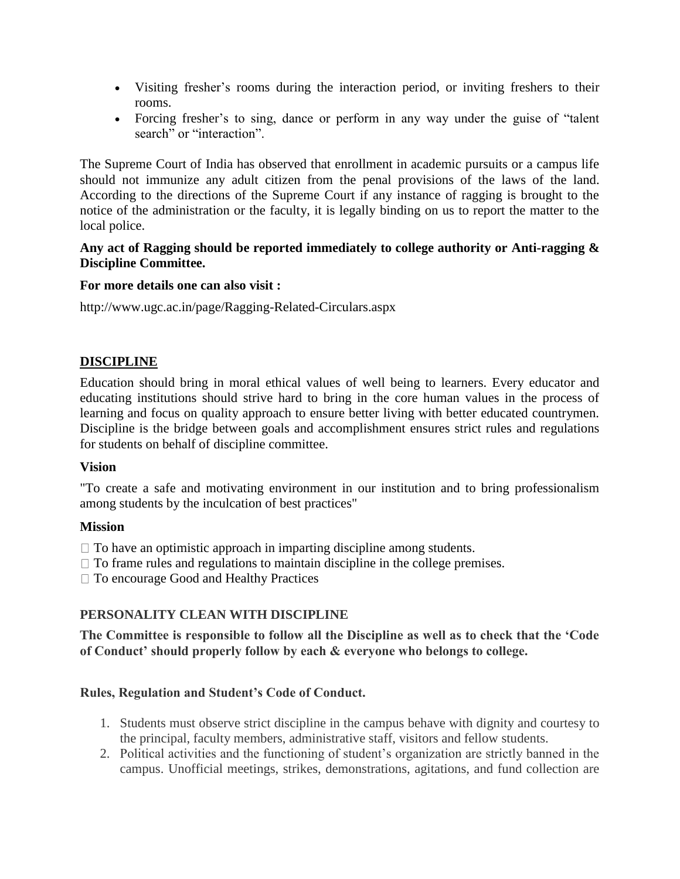- Visiting fresher's rooms during the interaction period, or inviting freshers to their rooms.
- Forcing fresher's to sing, dance or perform in any way under the guise of "talent search" or "interaction".

The Supreme Court of India has observed that enrollment in academic pursuits or a campus life should not immunize any adult citizen from the penal provisions of the laws of the land. According to the directions of the Supreme Court if any instance of ragging is brought to the notice of the administration or the faculty, it is legally binding on us to report the matter to the local police.

**Any act of Ragging should be reported immediately to college authority or Anti-ragging & Discipline Committee.**

**For more details one can also visit :**

http://www.ugc.ac.in/page/Ragging-Related-Circulars.aspx

## DISCIPLINE

Education should bring in moral ethical values of well being to learners. Every educator and educating institutions should strive hard to bring in the core human values in the process of learning and focus on quality approach to ensure better living with better educated countrymen. Discipline is the bridge between goals and accomplishment ensures strict rules and regulations for students on behalf of discipline committee.

### Vision

"To create a safe and motivating environment in our institution and to bring professionalism among students by the inculcation of best practices"

### Mission

- To have an optimistic approach in imparting discipline among students.
- To frame rules and regulations to maintain discipline in the college premises.
- To encourage Good and Healthy Practices

### PERSONALITY CLEAN WITH DISCIPLINE

**The Committee is responsible to follow all the Discipline as well as to check that the 'Code of Conduct' should properly follow by each & everyone who belongs to college.**

**Rules, Regulation and Student's Code of Conduct.**

1. Students must observe strict discipline in the campus behave with dignity and courtesy to the principal, faculty members, administrative staff, visitors and fellow students.
2. Political activities and the functioning of student's organization are strictly banned in the campus. Unofficial meetings, strikes, demonstrations, agitations, and fund collection are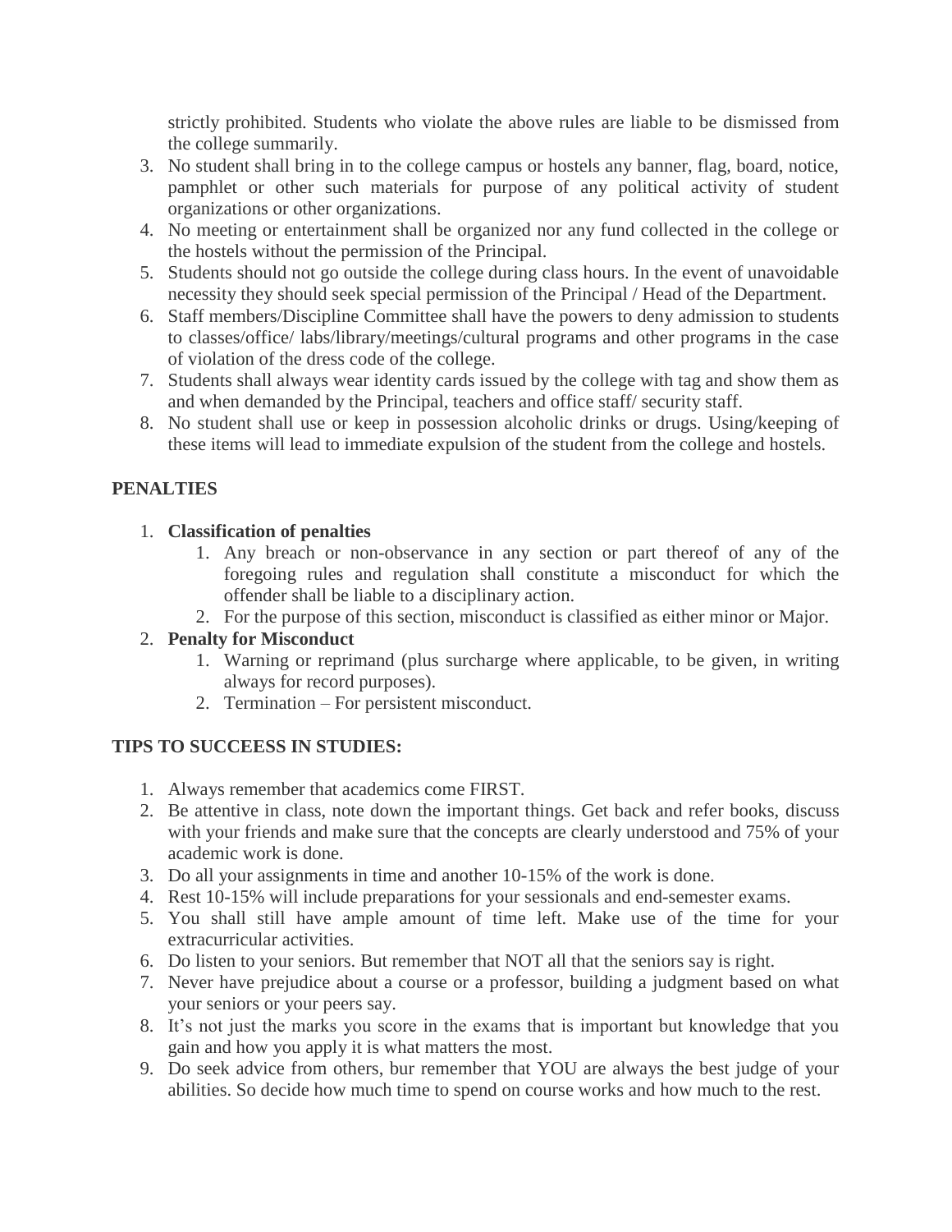strictly prohibited. Students who violate the above rules are liable to be dismissed from the college summarily.

3. No student shall bring in to the college campus or hostels any banner, flag, board, notice, pamphlet or other such materials for purpose of any political activity of student organizations or other organizations.
4. No meeting or entertainment shall be organized nor any fund collected in the college or the hostels without the permission of the Principal.
5. Students should not go outside the college during class hours. In the event of unavoidable necessity they should seek special permission of the Principal / Head of the Department.
6. Staff members/Discipline Committee shall have the powers to deny admission to students to classes/office/ labs/library/meetings/cultural programs and other programs in the case of violation of the dress code of the college.
7. Students shall always wear identity cards issued by the college with tag and show them as and when demanded by the Principal, teachers and office staff/ security staff.
8. No student shall use or keep in possession alcoholic drinks or drugs. Using/keeping of these items will lead to immediate expulsion of the student from the college and hostels.

## PENALTIES

1. **Classification of penalties**
   1. Any breach or non-observance in any section or part thereof of any of the foregoing rules and regulation shall constitute a misconduct for which the offender shall be liable to a disciplinary action.
   2. For the purpose of this section, misconduct is classified as either minor or Major.
2. **Penalty for Misconduct**
   1. Warning or reprimand (plus surcharge where applicable, to be given, in writing always for record purposes).
   2. Termination – For persistent misconduct.

## TIPS TO SUCCEESS IN STUDIES:

1. Always remember that academics come FIRST.
2. Be attentive in class, note down the important things. Get back and refer books, discuss with your friends and make sure that the concepts are clearly understood and 75% of your academic work is done.
3. Do all your assignments in time and another 10-15% of the work is done.
4. Rest 10-15% will include preparations for your sessionals and end-semester exams.
5. You shall still have ample amount of time left. Make use of the time for your extracurricular activities.
6. Do listen to your seniors. But remember that NOT all that the seniors say is right.
7. Never have prejudice about a course or a professor, building a judgment based on what your seniors or your peers say.
8. It's not just the marks you score in the exams that is important but knowledge that you gain and how you apply it is what matters the most.
9. Do seek advice from others, bur remember that YOU are always the best judge of your abilities. So decide how much time to spend on course works and how much to the rest.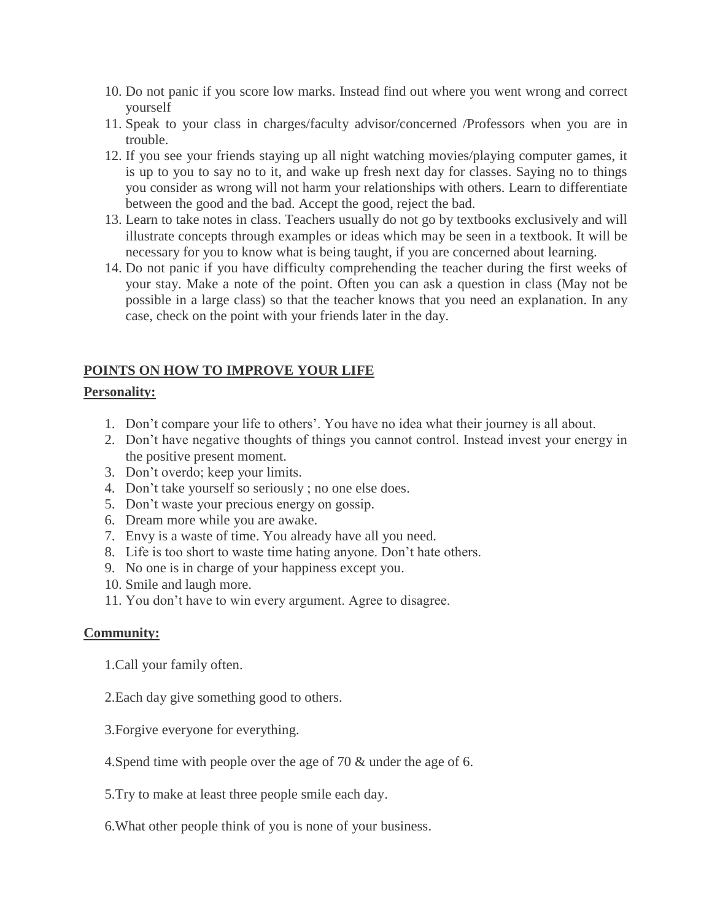10. Do not panic if you score low marks. Instead find out where you went wrong and correct yourself
11. Speak to your class in charges/faculty advisor/concerned /Professors when you are in trouble.
12. If you see your friends staying up all night watching movies/playing computer games, it is up to you to say no to it, and wake up fresh next day for classes. Saying no to things you consider as wrong will not harm your relationships with others. Learn to differentiate between the good and the bad. Accept the good, reject the bad.
13. Learn to take notes in class. Teachers usually do not go by textbooks exclusively and will illustrate concepts through examples or ideas which may be seen in a textbook. It will be necessary for you to know what is being taught, if you are concerned about learning.
14. Do not panic if you have difficulty comprehending the teacher during the first weeks of your stay. Make a note of the point. Often you can ask a question in class (May not be possible in a large class) so that the teacher knows that you need an explanation. In any case, check on the point with your friends later in the day.

## POINTS ON HOW TO IMPROVE YOUR LIFE

### Personality:

1. Don't compare your life to others'. You have no idea what their journey is all about.
2. Don't have negative thoughts of things you cannot control. Instead invest your energy in the positive present moment.
3. Don't overdo; keep your limits.
4. Don't take yourself so seriously ; no one else does.
5. Don't waste your precious energy on gossip.
6. Dream more while you are awake.
7. Envy is a waste of time. You already have all you need.
8. Life is too short to waste time hating anyone. Don't hate others.
9. No one is in charge of your happiness except you.
10. Smile and laugh more.
11. You don't have to win every argument. Agree to disagree.

### Community:

1. Call your family often.

2. Each day give something good to others.

3. Forgive everyone for everything.

4. Spend time with people over the age of 70 & under the age of 6.

5. Try to make at least three people smile each day.

6. What other people think of you is none of your business.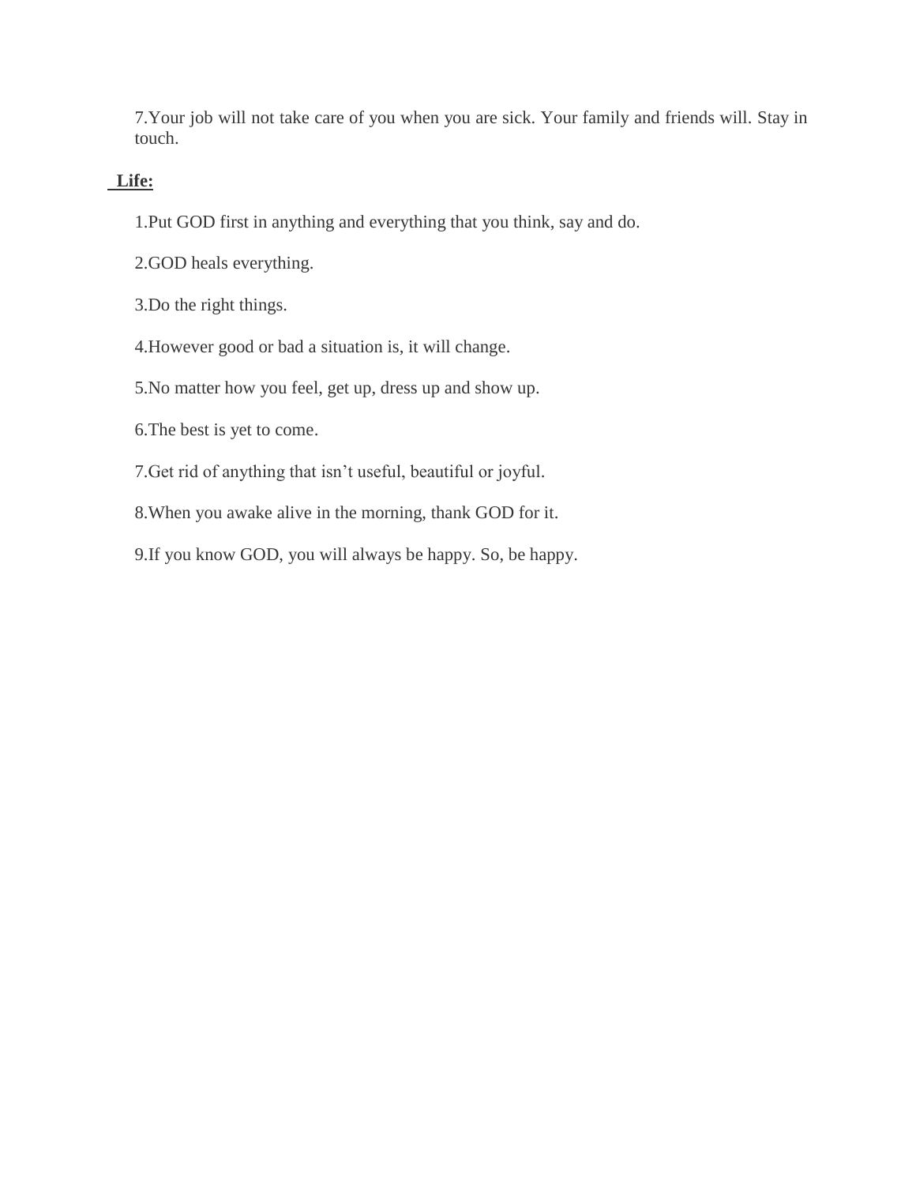7.Your job will not take care of you when you are sick. Your family and friends will. Stay in touch.

**Life:**

1.Put GOD first in anything and everything that you think, say and do.

2.GOD heals everything.

3.Do the right things.

4.However good or bad a situation is, it will change.

5.No matter how you feel, get up, dress up and show up.

6.The best is yet to come.

7.Get rid of anything that isn't useful, beautiful or joyful.

8.When you awake alive in the morning, thank GOD for it.

9.If you know GOD, you will always be happy. So, be happy.